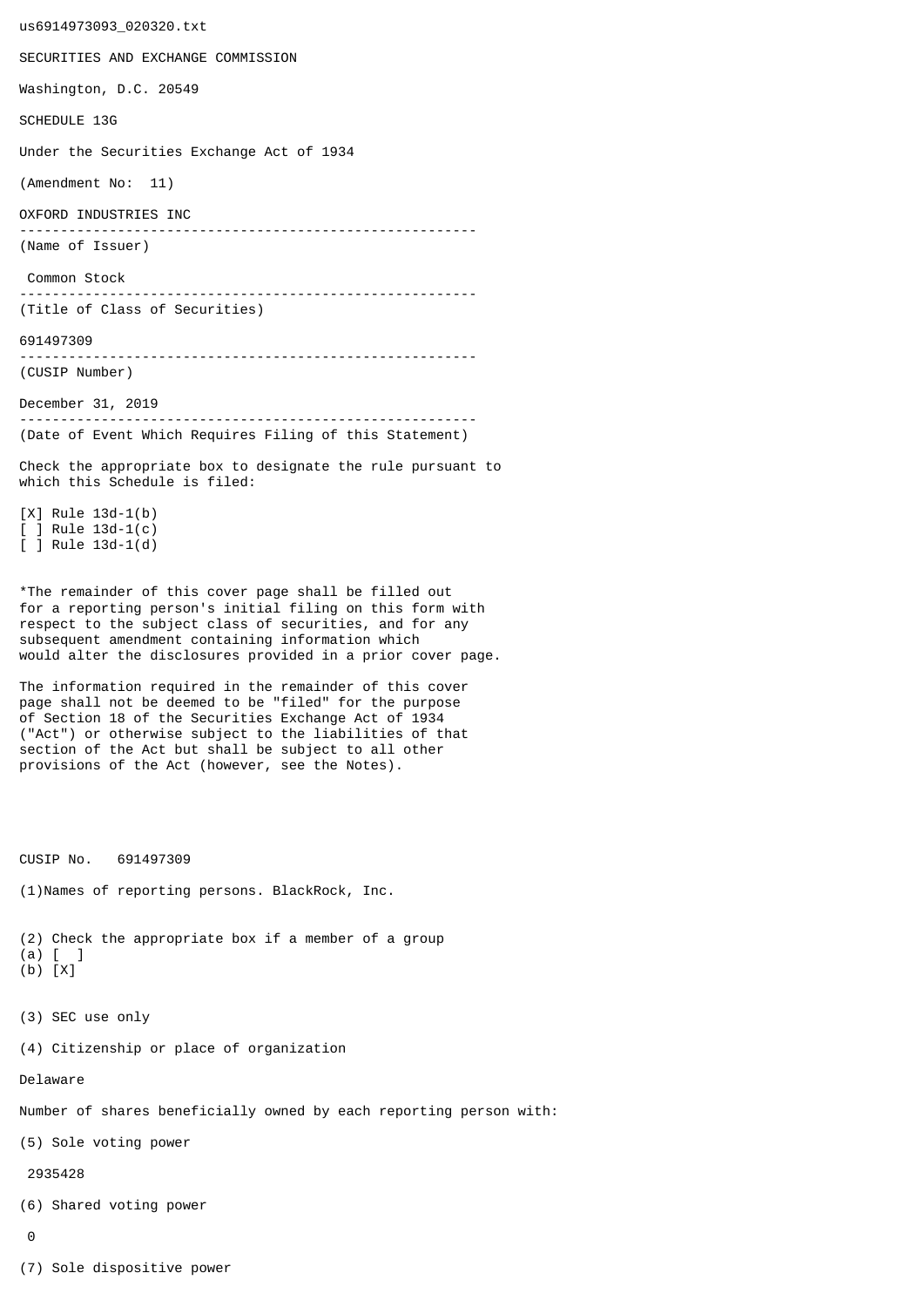us6914973093_020320.txt

SECURITIES AND EXCHANGE COMMISSION

Washington, D.C. 20549

SCHEDULE 13G

Under the Securities Exchange Act of 1934

(Amendment No: 11)

OXFORD INDUSTRIES INC

--------------------------------------------------------

(Name of Issuer)

Common Stock

--------------------------------------------------------

(Title of Class of Securities)

691497309

--------------------------------------------------------

(CUSIP Number)

December 31, 2019

--------------------------------------------------------

(Date of Event Which Requires Filing of this Statement)

Check the appropriate box to designate the rule pursuant to which this Schedule is filed:

[X] Rule 13d-1(b)
[ ] Rule 13d-1(c)
[ ] Rule 13d-1(d)

*The remainder of this cover page shall be filled out for a reporting person's initial filing on this form with respect to the subject class of securities, and for any subsequent amendment containing information which would alter the disclosures provided in a prior cover page.

The information required in the remainder of this cover page shall not be deemed to be "filed" for the purpose of Section 18 of the Securities Exchange Act of 1934 ("Act") or otherwise subject to the liabilities of that section of the Act but shall be subject to all other provisions of the Act (however, see the Notes).

CUSIP No. 691497309

(1)Names of reporting persons. BlackRock, Inc.

(2) Check the appropriate box if a member of a group
(a) [ ]
(b) [X]

(3) SEC use only

(4) Citizenship or place of organization

Delaware

Number of shares beneficially owned by each reporting person with:

(5) Sole voting power

2935428

(6) Shared voting power

0

(7) Sole dispositive power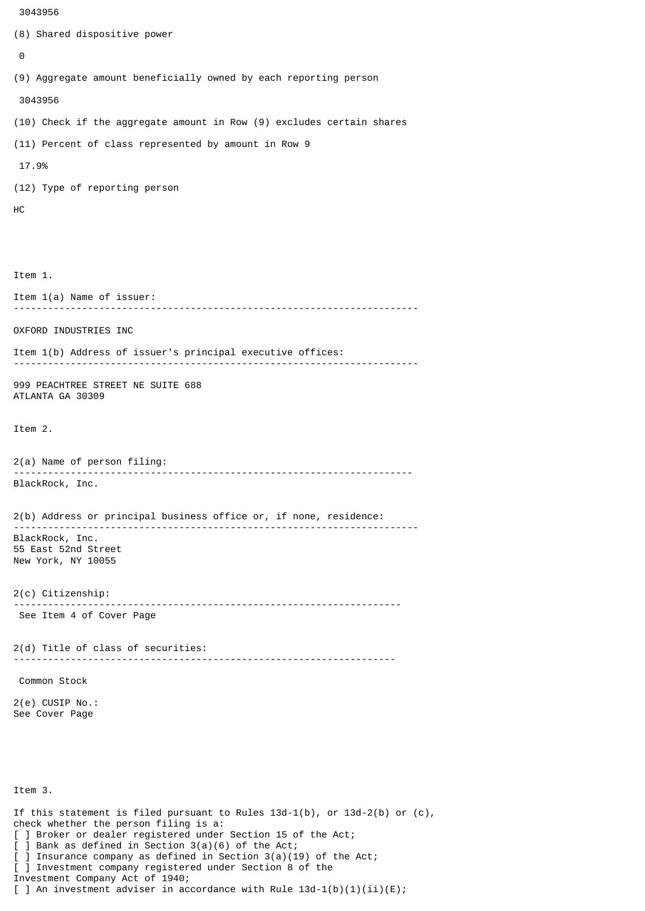3043956

(8) Shared dispositive power

0

(9) Aggregate amount beneficially owned by each reporting person

3043956

(10) Check if the aggregate amount in Row (9) excludes certain shares

(11) Percent of class represented by amount in Row 9

17.9%

(12) Type of reporting person

HC

Item 1.

Item 1(a) Name of issuer:

---

OXFORD INDUSTRIES INC

Item 1(b) Address of issuer's principal executive offices:

---

999 PEACHTREE STREET NE SUITE 688
ATLANTA GA 30309

Item 2.

2(a) Name of person filing:

---

BlackRock, Inc.

2(b) Address or principal business office or, if none, residence:

---

BlackRock, Inc.
55 East 52nd Street
New York, NY 10055

2(c) Citizenship:

---

See Item 4 of Cover Page

2(d) Title of class of securities:

---

Common Stock

2(e) CUSIP No.:
See Cover Page

Item 3.

If this statement is filed pursuant to Rules 13d-1(b), or 13d-2(b) or (c), check whether the person filing is a:

[ ] Broker or dealer registered under Section 15 of the Act;
[ ] Bank as defined in Section 3(a)(6) of the Act;
[ ] Insurance company as defined in Section 3(a)(19) of the Act;
[ ] Investment company registered under Section 8 of the Investment Company Act of 1940;
[ ] An investment adviser in accordance with Rule 13d-1(b)(1)(ii)(E);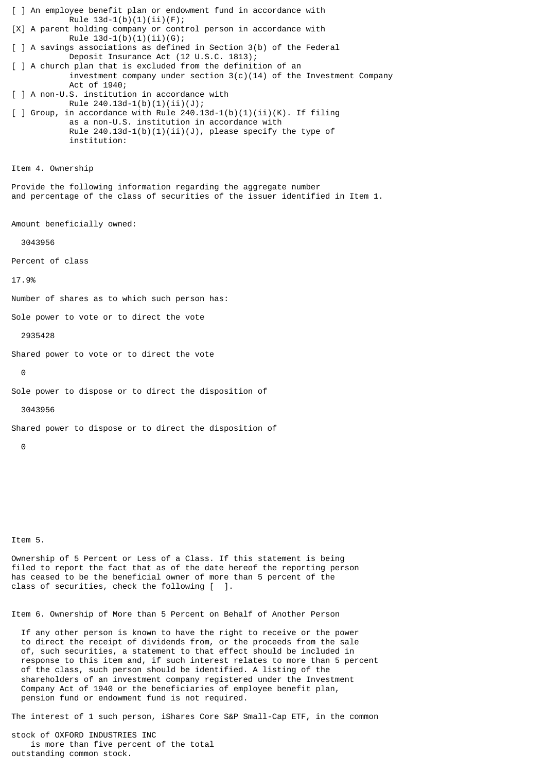[ ] An employee benefit plan or endowment fund in accordance with Rule 13d-1(b)(1)(ii)(F);

[X] A parent holding company or control person in accordance with Rule 13d-1(b)(1)(ii)(G);

[ ] A savings associations as defined in Section 3(b) of the Federal Deposit Insurance Act (12 U.S.C. 1813);

[ ] A church plan that is excluded from the definition of an investment company under section 3(c)(14) of the Investment Company Act of 1940;

[ ] A non-U.S. institution in accordance with Rule 240.13d-1(b)(1)(ii)(J);

[ ] Group, in accordance with Rule 240.13d-1(b)(1)(ii)(K). If filing as a non-U.S. institution in accordance with Rule 240.13d-1(b)(1)(ii)(J), please specify the type of institution:

Item 4. Ownership

Provide the following information regarding the aggregate number and percentage of the class of securities of the issuer identified in Item 1.

Amount beneficially owned:

3043956

Percent of class

17.9%

Number of shares as to which such person has:

Sole power to vote or to direct the vote

2935428

Shared power to vote or to direct the vote

0

Sole power to dispose or to direct the disposition of

3043956

Shared power to dispose or to direct the disposition of

0

Item 5.

Ownership of 5 Percent or Less of a Class. If this statement is being filed to report the fact that as of the date hereof the reporting person has ceased to be the beneficial owner of more than 5 percent of the class of securities, check the following [ ].

Item 6. Ownership of More than 5 Percent on Behalf of Another Person

If any other person is known to have the right to receive or the power to direct the receipt of dividends from, or the proceeds from the sale of, such securities, a statement to that effect should be included in response to this item and, if such interest relates to more than 5 percent of the class, such person should be identified. A listing of the shareholders of an investment company registered under the Investment Company Act of 1940 or the beneficiaries of employee benefit plan, pension fund or endowment fund is not required.

The interest of 1 such person, iShares Core S&P Small-Cap ETF, in the common stock of OXFORD INDUSTRIES INC is more than five percent of the total outstanding common stock.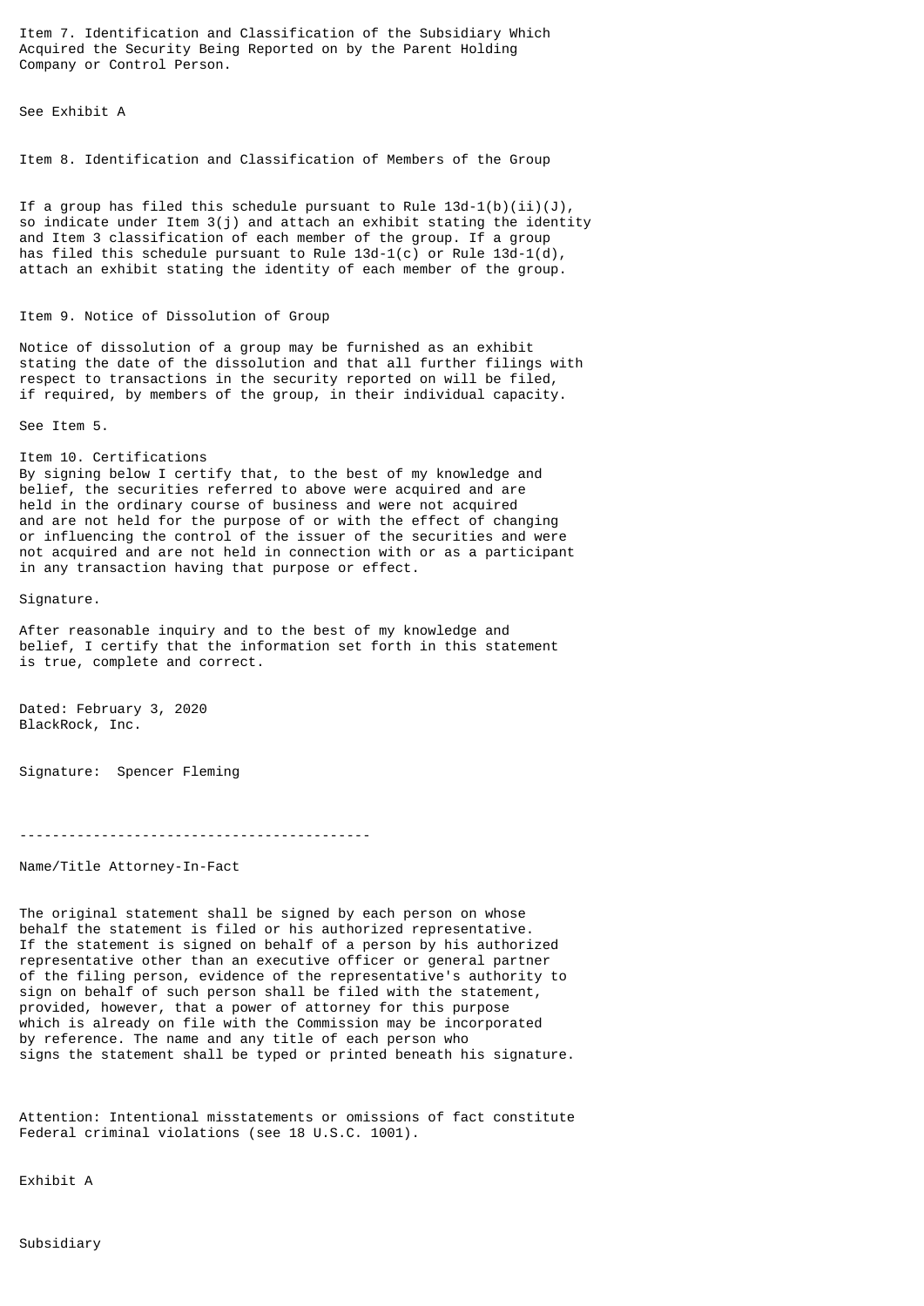Item 7. Identification and Classification of the Subsidiary Which Acquired the Security Being Reported on by the Parent Holding Company or Control Person.

See Exhibit A

Item 8. Identification and Classification of Members of the Group

If a group has filed this schedule pursuant to Rule 13d-1(b)(ii)(J), so indicate under Item 3(j) and attach an exhibit stating the identity and Item 3 classification of each member of the group. If a group has filed this schedule pursuant to Rule 13d-1(c) or Rule 13d-1(d), attach an exhibit stating the identity of each member of the group.

Item 9. Notice of Dissolution of Group

Notice of dissolution of a group may be furnished as an exhibit stating the date of the dissolution and that all further filings with respect to transactions in the security reported on will be filed, if required, by members of the group, in their individual capacity.

See Item 5.

Item 10. Certifications
By signing below I certify that, to the best of my knowledge and belief, the securities referred to above were acquired and are held in the ordinary course of business and were not acquired and are not held for the purpose of or with the effect of changing or influencing the control of the issuer of the securities and were not acquired and are not held in connection with or as a participant in any transaction having that purpose or effect.

Signature.

After reasonable inquiry and to the best of my knowledge and belief, I certify that the information set forth in this statement is true, complete and correct.

Dated: February 3, 2020
BlackRock, Inc.

Signature: Spencer Fleming

-------------------------------------------

Name/Title Attorney-In-Fact

The original statement shall be signed by each person on whose behalf the statement is filed or his authorized representative. If the statement is signed on behalf of a person by his authorized representative other than an executive officer or general partner of the filing person, evidence of the representative's authority to sign on behalf of such person shall be filed with the statement, provided, however, that a power of attorney for this purpose which is already on file with the Commission may be incorporated by reference. The name and any title of each person who signs the statement shall be typed or printed beneath his signature.

Attention: Intentional misstatements or omissions of fact constitute Federal criminal violations (see 18 U.S.C. 1001).

Exhibit A

Subsidiary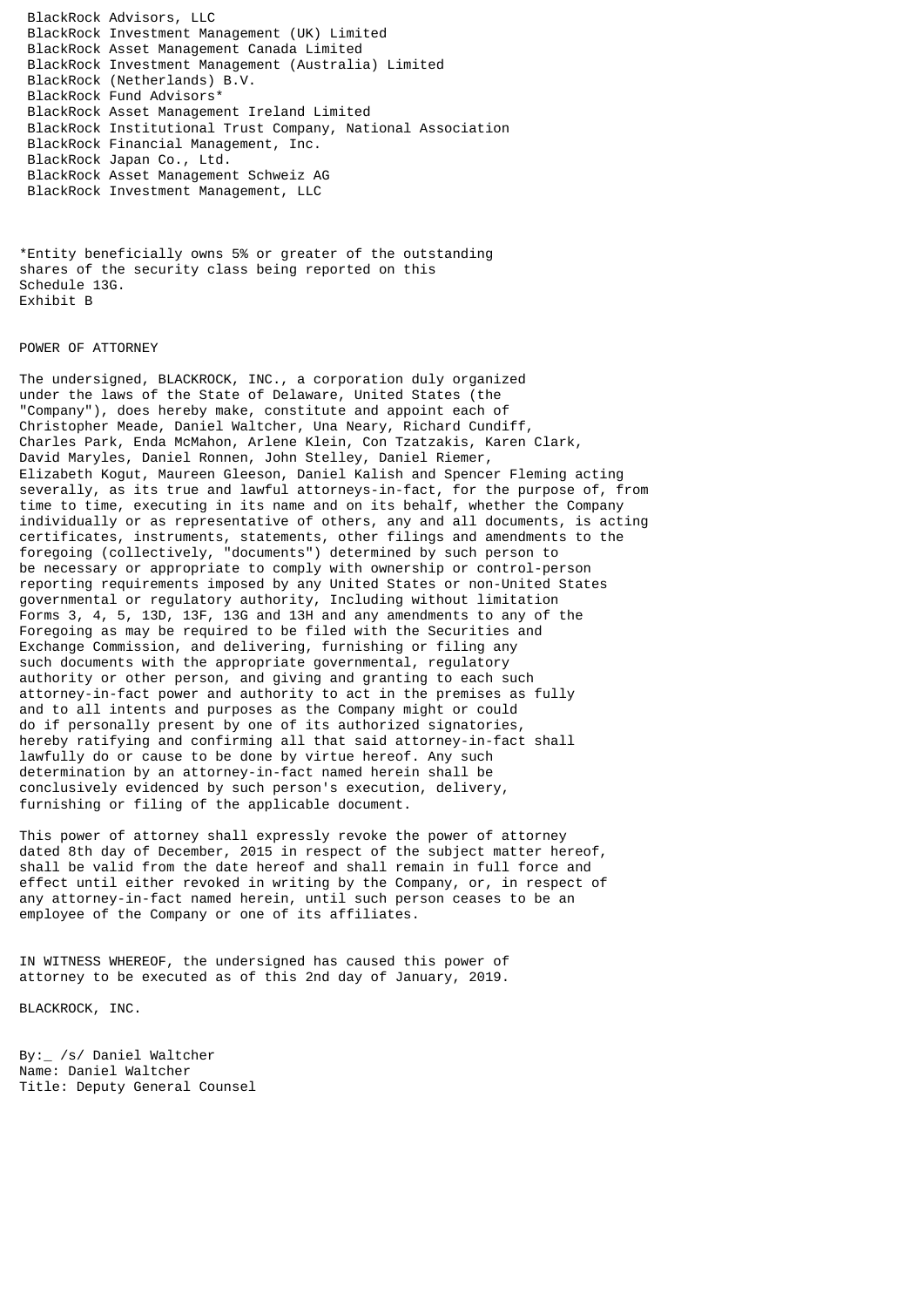BlackRock Advisors, LLC
BlackRock Investment Management (UK) Limited
BlackRock Asset Management Canada Limited
BlackRock Investment Management (Australia) Limited
BlackRock (Netherlands) B.V.
BlackRock Fund Advisors*
BlackRock Asset Management Ireland Limited
BlackRock Institutional Trust Company, National Association
BlackRock Financial Management, Inc.
BlackRock Japan Co., Ltd.
BlackRock Asset Management Schweiz AG
BlackRock Investment Management, LLC

*Entity beneficially owns 5% or greater of the outstanding shares of the security class being reported on this Schedule 13G.

Exhibit B

POWER OF ATTORNEY

The undersigned, BLACKROCK, INC., a corporation duly organized under the laws of the State of Delaware, United States (the "Company"), does hereby make, constitute and appoint each of Christopher Meade, Daniel Waltcher, Una Neary, Richard Cundiff, Charles Park, Enda McMahon, Arlene Klein, Con Tzatzakis, Karen Clark, David Maryles, Daniel Ronnen, John Stelley, Daniel Riemer, Elizabeth Kogut, Maureen Gleeson, Daniel Kalish and Spencer Fleming acting severally, as its true and lawful attorneys-in-fact, for the purpose of, from time to time, executing in its name and on its behalf, whether the Company individually or as representative of others, any and all documents, is acting certificates, instruments, statements, other filings and amendments to the foregoing (collectively, "documents") determined by such person to be necessary or appropriate to comply with ownership or control-person reporting requirements imposed by any United States or non-United States governmental or regulatory authority, Including without limitation Forms 3, 4, 5, 13D, 13F, 13G and 13H and any amendments to any of the Foregoing as may be required to be filed with the Securities and Exchange Commission, and delivering, furnishing or filing any such documents with the appropriate governmental, regulatory authority or other person, and giving and granting to each such attorney-in-fact power and authority to act in the premises as fully and to all intents and purposes as the Company might or could do if personally present by one of its authorized signatories, hereby ratifying and confirming all that said attorney-in-fact shall lawfully do or cause to be done by virtue hereof. Any such determination by an attorney-in-fact named herein shall be conclusively evidenced by such person's execution, delivery, furnishing or filing of the applicable document.

This power of attorney shall expressly revoke the power of attorney dated 8th day of December, 2015 in respect of the subject matter hereof, shall be valid from the date hereof and shall remain in full force and effect until either revoked in writing by the Company, or, in respect of any attorney-in-fact named herein, until such person ceases to be an employee of the Company or one of its affiliates.

IN WITNESS WHEREOF, the undersigned has caused this power of attorney to be executed as of this 2nd day of January, 2019.

BLACKROCK, INC.

By:_ /s/ Daniel Waltcher
Name: Daniel Waltcher
Title: Deputy General Counsel